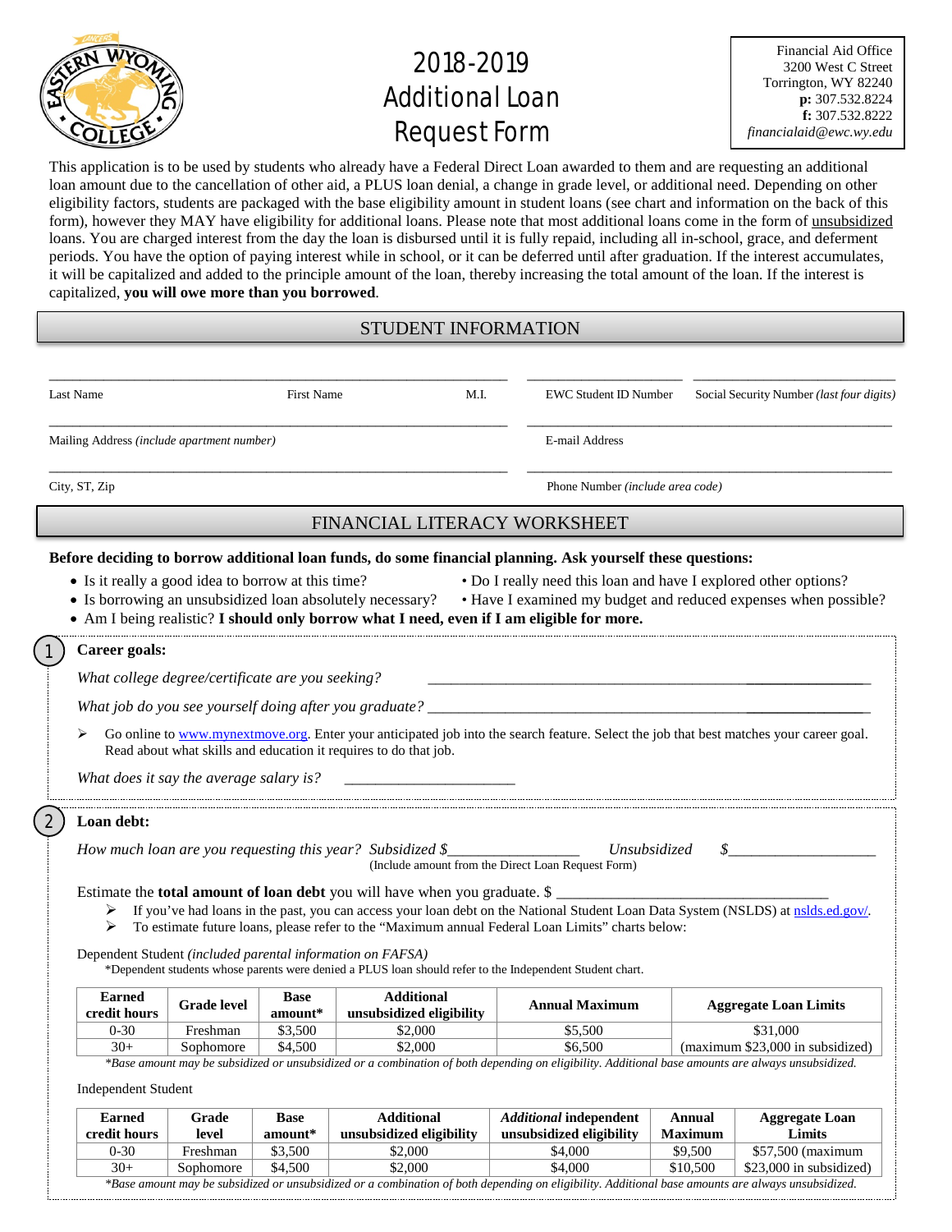# 2018-2019 Additional Loan Request Form

Financial Aid Office
3200 West C Street
Torrington, WY 82240
**p:** 307.532.8224
**f:** 307.532.8222
*financialaid@ewc.wy.edu*

This application is to be used by students who already have a Federal Direct Loan awarded to them and are requesting an additional loan amount due to the cancellation of other aid, a PLUS loan denial, a change in grade level, or additional need. Depending on other eligibility factors, students are packaged with the base eligibility amount in student loans (see chart and information on the back of this form), however they MAY have eligibility for additional loans. Please note that most additional loans come in the form of unsubsidized loans. You are charged interest from the day the loan is disbursed until it is fully repaid, including all in-school, grace, and deferment periods. You have the option of paying interest while in school, or it can be deferred until after graduation. If the interest accumulates, it will be capitalized and added to the principle amount of the loan, thereby increasing the total amount of the loan. If the interest is capitalized, **you will owe more than you borrowed**.

## STUDENT INFORMATION

Last Name ______ First Name ______ M.I. ______ EWC Student ID Number ______ Social Security Number *(last four digits)* ______

Mailing Address *(include apartment number)* ______ E-mail Address ______

City, ST, Zip ______ Phone Number *(include area code)* ______

## FINANCIAL LITERACY WORKSHEET

**Before deciding to borrow additional loan funds, do some financial planning. Ask yourself these questions:**

- Is it really a good idea to borrow at this time?
- Do I really need this loan and have I explored other options?
- Is borrowing an unsubsidized loan absolutely necessary?
- Have I examined my budget and reduced expenses when possible?
- Am I being realistic? **I should only borrow what I need, even if I am eligible for more.**

### 1 Career goals:

*What college degree/certificate are you seeking?* ______

*What job do you see yourself doing after you graduate?* ______

- Go online to www.mynextmove.org. Enter your anticipated job into the search feature. Select the job that best matches your career goal. Read about what skills and education it requires to do that job.

*What does it say the average salary is?* ______

### 2 Loan debt:

*How much loan are you requesting this year? Subsidized $______ Unsubsidized $______*
(Include amount from the Direct Loan Request Form)

Estimate the **total amount of loan debt** you will have when you graduate. $ ______

- If you've had loans in the past, you can access your loan debt on the National Student Loan Data System (NSLDS) at nslds.ed.gov/.
- To estimate future loans, please refer to the "Maximum annual Federal Loan Limits" charts below:

Dependent Student *(included parental information on FAFSA)*
*Dependent students whose parents were denied a PLUS loan should refer to the Independent Student chart.

| Earned credit hours | Grade level | Base amount* | Additional unsubsidized eligibility | Annual Maximum | Aggregate Loan Limits |
|---|---|---|---|---|---|
| 0-30 | Freshman | $3,500 | $2,000 | $5,500 | $31,000 |
| 30+ | Sophomore | $4,500 | $2,000 | $6,500 | (maximum $23,000 in subsidized) |

*\*Base amount may be subsidized or unsubsidized or a combination of both depending on eligibility. Additional base amounts are always unsubsidized.*

Independent Student

| Earned credit hours | Grade level | Base amount* | Additional unsubsidized eligibility | *Additional* independent unsubsidized eligibility | Annual Maximum | Aggregate Loan Limits |
|---|---|---|---|---|---|---|
| 0-30 | Freshman | $3,500 | $2,000 | $4,000 | $9,500 | $57,500 (maximum |
| 30+ | Sophomore | $4,500 | $2,000 | $4,000 | $10,500 | $23,000 in subsidized) |

*\*Base amount may be subsidized or unsubsidized or a combination of both depending on eligibility. Additional base amounts are always unsubsidized.*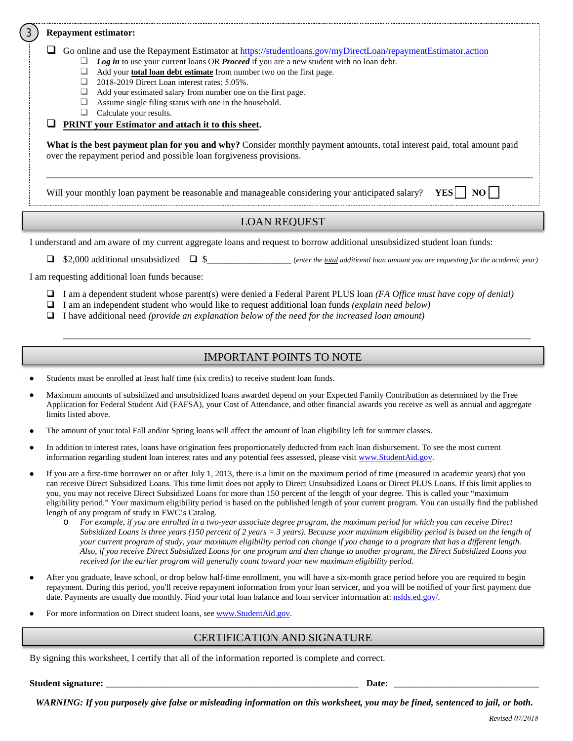## 3 Repayment estimator:

- ❑ Go online and use the Repayment Estimator at https://studentloans.gov/myDirectLoan/repaymentEstimator.action
  - ❑ ***Log in*** to use your current loans OR ***Proceed*** if you are a new student with no loan debt.
  - ❑ Add your **total loan debt estimate** from number two on the first page.
  - ❑ 2018-2019 Direct Loan interest rates: 5.05%.
  - ❑ Add your estimated salary from number one on the first page.
  - ❑ Assume single filing status with one in the household.
  - ❑ Calculate your results.
- ❑ **PRINT your Estimator and attach it to this sheet.**

**What is the best payment plan for you and why?** Consider monthly payment amounts, total interest paid, total amount paid over the repayment period and possible loan forgiveness provisions.

_______________________________________________________________________________________________

Will your monthly loan payment be reasonable and manageable considering your anticipated salary? **YES** ☐ **NO** ☐

## LOAN REQUEST

I understand and am aware of my current aggregate loans and request to borrow additional unsubsidized student loan funds:

❑ $2,000 additional unsubsidized ❑ $__________________ *(enter the total additional loan amount you are requesting for the academic year)*

I am requesting additional loan funds because:

- ❑ I am a dependent student whose parent(s) were denied a Federal Parent PLUS loan *(FA Office must have copy of denial)*
- ❑ I am an independent student who would like to request additional loan funds *(explain need below)*
- ❑ I have additional need *(provide an explanation below of the need for the increased loan amount)*

_______________________________________________________________________________________________

## IMPORTANT POINTS TO NOTE

- Students must be enrolled at least half time (six credits) to receive student loan funds.
- Maximum amounts of subsidized and unsubsidized loans awarded depend on your Expected Family Contribution as determined by the Free Application for Federal Student Aid (FAFSA), your Cost of Attendance, and other financial awards you receive as well as annual and aggregate limits listed above.
- The amount of your total Fall and/or Spring loans will affect the amount of loan eligibility left for summer classes.
- In addition to interest rates, loans have origination fees proportionately deducted from each loan disbursement. To see the most current information regarding student loan interest rates and any potential fees assessed, please visit www.StudentAid.gov.
- If you are a first-time borrower on or after July 1, 2013, there is a limit on the maximum period of time (measured in academic years) that you can receive Direct Subsidized Loans. This time limit does not apply to Direct Unsubsidized Loans or Direct PLUS Loans. If this limit applies to you, you may not receive Direct Subsidized Loans for more than 150 percent of the length of your degree. This is called your "maximum eligibility period." Your maximum eligibility period is based on the published length of your current program. You can usually find the published length of any program of study in EWC's Catalog.
  - *For example, if you are enrolled in a two-year associate degree program, the maximum period for which you can receive Direct Subsidized Loans is three years (150 percent of 2 years = 3 years). Because your maximum eligibility period is based on the length of your current program of study, your maximum eligibility period can change if you change to a program that has a different length. Also, if you receive Direct Subsidized Loans for one program and then change to another program, the Direct Subsidized Loans you received for the earlier program will generally count toward your new maximum eligibility period.*
- After you graduate, leave school, or drop below half-time enrollment, you will have a six-month grace period before you are required to begin repayment. During this period, you'll receive repayment information from your loan servicer, and you will be notified of your first payment due date. Payments are usually due monthly. Find your total loan balance and loan servicer information at: nslds.ed.gov/.
- For more information on Direct student loans, see www.StudentAid.gov.

## CERTIFICATION AND SIGNATURE

By signing this worksheet, I certify that all of the information reported is complete and correct.

**Student signature:** ___________________________________________________ **Date:** ______________________________

***WARNING: If you purposely give false or misleading information on this worksheet, you may be fined, sentenced to jail, or both.***

*Revised 07/2018*